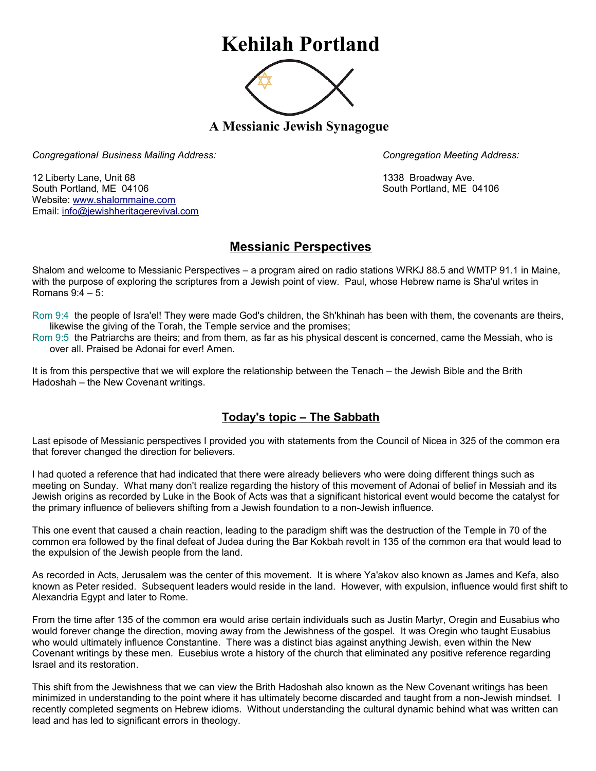# Kehilah Portland

## A Messianic Jewish Synagogue

*Congregational Business Mailing Address:*

12 Liberty Lane, Unit 68
South Portland, ME 04106
Website: www.shalommaine.com
Email: info@jewishheritagerevival.com

*Congregation Meeting Address:*

1338 Broadway Ave.
South Portland, ME 04106

## Messianic Perspectives

Shalom and welcome to Messianic Perspectives – a program aired on radio stations WRKJ 88.5 and WMTP 91.1 in Maine, with the purpose of exploring the scriptures from a Jewish point of view. Paul, whose Hebrew name is Sha'ul writes in Romans 9:4 – 5:

Rom 9:4 the people of Isra'el! They were made God's children, the Sh'khinah has been with them, the covenants are theirs, likewise the giving of the Torah, the Temple service and the promises;
Rom 9:5 the Patriarchs are theirs; and from them, as far as his physical descent is concerned, came the Messiah, who is over all. Praised be Adonai for ever! Amen.

It is from this perspective that we will explore the relationship between the Tenach – the Jewish Bible and the Brith Hadoshah – the New Covenant writings.

## Today's topic – The Sabbath

Last episode of Messianic perspectives I provided you with statements from the Council of Nicea in 325 of the common era that forever changed the direction for believers.

I had quoted a reference that had indicated that there were already believers who were doing different things such as meeting on Sunday. What many don't realize regarding the history of this movement of Adonai of belief in Messiah and its Jewish origins as recorded by Luke in the Book of Acts was that a significant historical event would become the catalyst for the primary influence of believers shifting from a Jewish foundation to a non-Jewish influence.

This one event that caused a chain reaction, leading to the paradigm shift was the destruction of the Temple in 70 of the common era followed by the final defeat of Judea during the Bar Kokbah revolt in 135 of the common era that would lead to the expulsion of the Jewish people from the land.

As recorded in Acts, Jerusalem was the center of this movement. It is where Ya'akov also known as James and Kefa, also known as Peter resided. Subsequent leaders would reside in the land. However, with expulsion, influence would first shift to Alexandria Egypt and later to Rome.

From the time after 135 of the common era would arise certain individuals such as Justin Martyr, Oregin and Eusabius who would forever change the direction, moving away from the Jewishness of the gospel. It was Oregin who taught Eusabius who would ultimately influence Constantine. There was a distinct bias against anything Jewish, even within the New Covenant writings by these men. Eusebius wrote a history of the church that eliminated any positive reference regarding Israel and its restoration.

This shift from the Jewishness that we can view the Brith Hadoshah also known as the New Covenant writings has been minimized in understanding to the point where it has ultimately become discarded and taught from a non-Jewish mindset. I recently completed segments on Hebrew idioms. Without understanding the cultural dynamic behind what was written can lead and has led to significant errors in theology.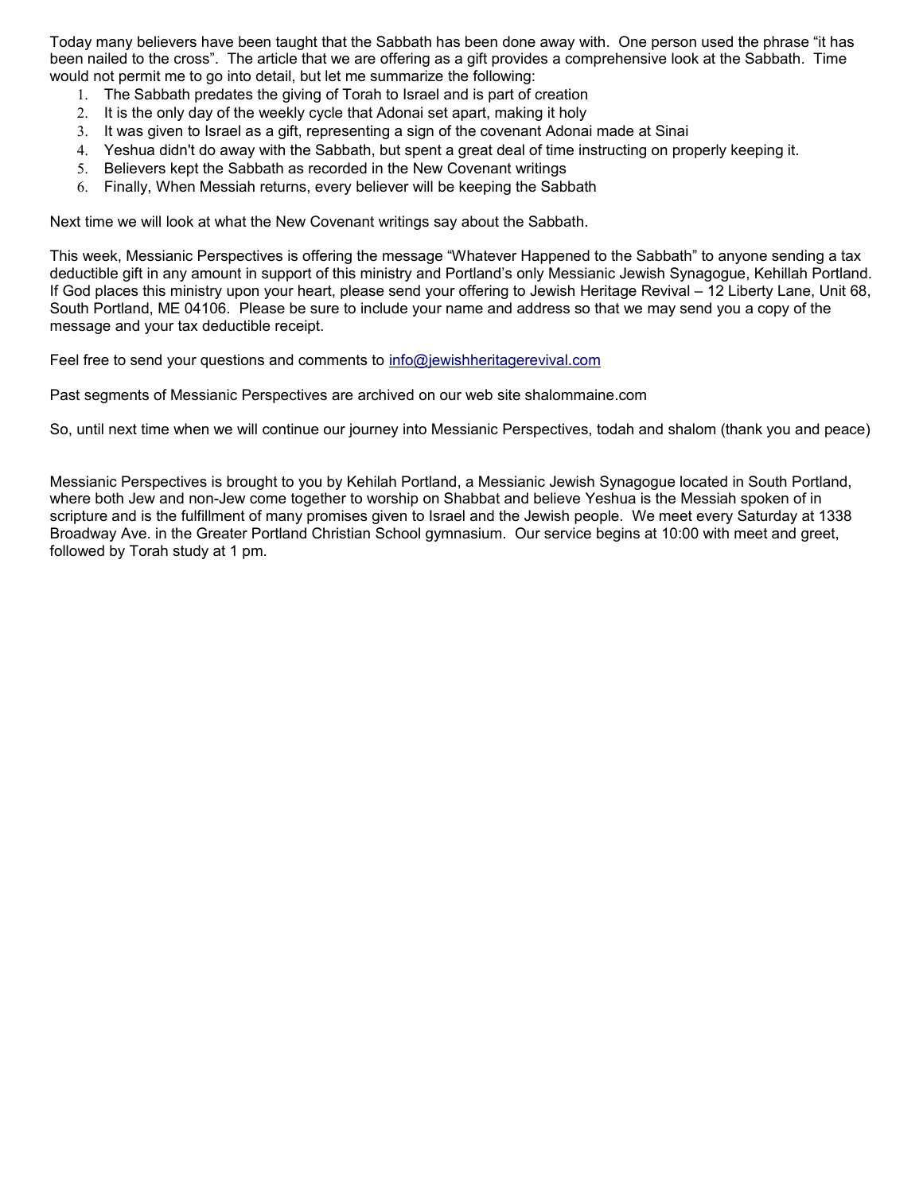Today many believers have been taught that the Sabbath has been done away with. One person used the phrase "it has been nailed to the cross". The article that we are offering as a gift provides a comprehensive look at the Sabbath. Time would not permit me to go into detail, but let me summarize the following:

1. The Sabbath predates the giving of Torah to Israel and is part of creation
2. It is the only day of the weekly cycle that Adonai set apart, making it holy
3. It was given to Israel as a gift, representing a sign of the covenant Adonai made at Sinai
4. Yeshua didn't do away with the Sabbath, but spent a great deal of time instructing on properly keeping it.
5. Believers kept the Sabbath as recorded in the New Covenant writings
6. Finally, When Messiah returns, every believer will be keeping the Sabbath

Next time we will look at what the New Covenant writings say about the Sabbath.

This week, Messianic Perspectives is offering the message "Whatever Happened to the Sabbath" to anyone sending a tax deductible gift in any amount in support of this ministry and Portland's only Messianic Jewish Synagogue, Kehillah Portland. If God places this ministry upon your heart, please send your offering to Jewish Heritage Revival – 12 Liberty Lane, Unit 68, South Portland, ME 04106. Please be sure to include your name and address so that we may send you a copy of the message and your tax deductible receipt.

Feel free to send your questions and comments to info@jewishheritagerevival.com

Past segments of Messianic Perspectives are archived on our web site shalommaine.com

So, until next time when we will continue our journey into Messianic Perspectives, todah and shalom (thank you and peace)

Messianic Perspectives is brought to you by Kehilah Portland, a Messianic Jewish Synagogue located in South Portland, where both Jew and non-Jew come together to worship on Shabbat and believe Yeshua is the Messiah spoken of in scripture and is the fulfillment of many promises given to Israel and the Jewish people. We meet every Saturday at 1338 Broadway Ave. in the Greater Portland Christian School gymnasium. Our service begins at 10:00 with meet and greet, followed by Torah study at 1 pm.